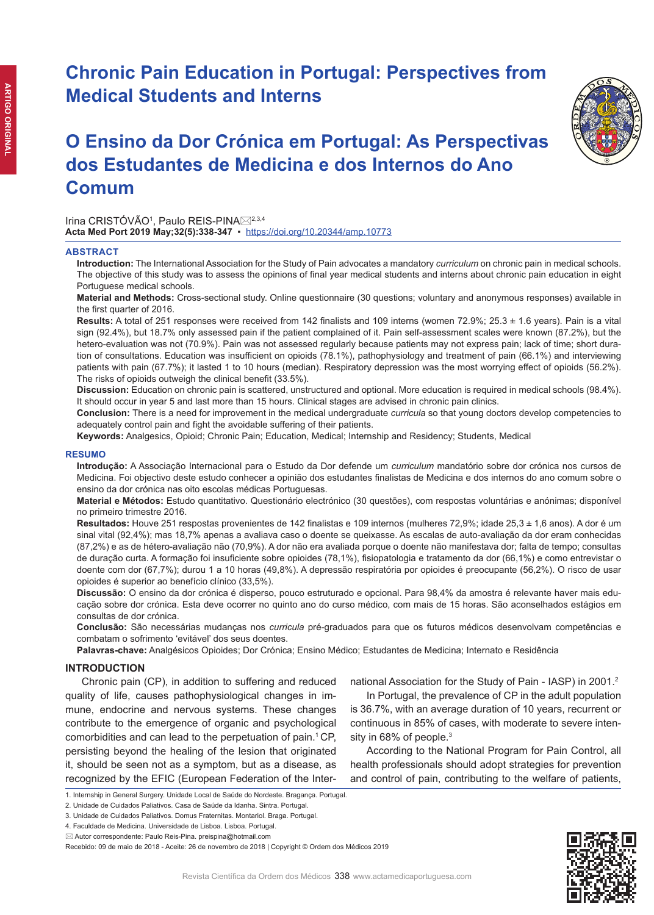# Chronic Pain Education in Portugal: Perspectives from Medical Students and Interns

# O Ensino da Dor Crónica em Portugal: As Perspectivas dos Estudantes de Medicina e dos Internos do Ano Comum

Irina CRISTÓVÃO[1], Paulo REIS-PINA✉[2,3,4]

**Acta Med Port 2019 May;32(5):338-347** ▪ https://doi.org/10.20344/amp.10773

## ABSTRACT

**Introduction:** The International Association for the Study of Pain advocates a mandatory *curriculum* on chronic pain in medical schools. The objective of this study was to assess the opinions of final year medical students and interns about chronic pain education in eight Portuguese medical schools.

**Material and Methods:** Cross-sectional study. Online questionnaire (30 questions; voluntary and anonymous responses) available in the first quarter of 2016.

**Results:** A total of 251 responses were received from 142 finalists and 109 interns (women 72.9%; 25.3 ± 1.6 years). Pain is a vital sign (92.4%), but 18.7% only assessed pain if the patient complained of it. Pain self-assessment scales were known (87.2%), but the hetero-evaluation was not (70.9%). Pain was not assessed regularly because patients may not express pain; lack of time; short duration of consultations. Education was insufficient on opioids (78.1%), pathophysiology and treatment of pain (66.1%) and interviewing patients with pain (67.7%); it lasted 1 to 10 hours (median). Respiratory depression was the most worrying effect of opioids (56.2%). The risks of opioids outweigh the clinical benefit (33.5%).

**Discussion:** Education on chronic pain is scattered, unstructured and optional. More education is required in medical schools (98.4%). It should occur in year 5 and last more than 15 hours. Clinical stages are advised in chronic pain clinics.

**Conclusion:** There is a need for improvement in the medical undergraduate *curricula* so that young doctors develop competencies to adequately control pain and fight the avoidable suffering of their patients.

**Keywords:** Analgesics, Opioid; Chronic Pain; Education, Medical; Internship and Residency; Students, Medical

## RESUMO

**Introdução:** A Associação Internacional para o Estudo da Dor defende um *curriculum* mandatório sobre dor crónica nos cursos de Medicina. Foi objectivo deste estudo conhecer a opinião dos estudantes finalistas de Medicina e dos internos do ano comum sobre o ensino da dor crónica nas oito escolas médicas Portuguesas.

**Material e Métodos:** Estudo quantitativo. Questionário electrónico (30 questões), com respostas voluntárias e anónimas; disponível no primeiro trimestre 2016.

**Resultados:** Houve 251 respostas provenientes de 142 finalistas e 109 internos (mulheres 72,9%; idade 25,3 ± 1,6 anos). A dor é um sinal vital (92,4%); mas 18,7% apenas a avaliava caso o doente se queixasse. As escalas de auto-avaliação da dor eram conhecidas (87,2%) e as de hétero-avaliação não (70,9%). A dor não era avaliada porque o doente não manifestava dor; falta de tempo; consultas de duração curta. A formação foi insuficiente sobre opioides (78,1%), fisiopatologia e tratamento da dor (66,1%) e como entrevistar o doente com dor (67,7%); durou 1 a 10 horas (49,8%). A depressão respiratória por opioides é preocupante (56,2%). O risco de usar opioides é superior ao benefício clínico (33,5%).

**Discussão:** O ensino da dor crónica é disperso, pouco estruturado e opcional. Para 98,4% da amostra é relevante haver mais educação sobre dor crónica. Esta deve ocorrer no quinto ano do curso médico, com mais de 15 horas. São aconselhados estágios em consultas de dor crónica.

**Conclusão:** São necessárias mudanças nos *curricula* pré-graduados para que os futuros médicos desenvolvam competências e combatam o sofrimento 'evitável' dos seus doentes.

**Palavras-chave:** Analgésicos Opioides; Dor Crónica; Ensino Médico; Estudantes de Medicina; Internato e Residência

## INTRODUCTION

Chronic pain (CP), in addition to suffering and reduced quality of life, causes pathophysiological changes in immune, endocrine and nervous systems. These changes contribute to the emergence of organic and psychological comorbidities and can lead to the perpetuation of pain.[1] CP, persisting beyond the healing of the lesion that originated it, should be seen not as a symptom, but as a disease, as recognized by the EFIC (European Federation of the International Association for the Study of Pain - IASP) in 2001.[2]

In Portugal, the prevalence of CP in the adult population is 36.7%, with an average duration of 10 years, recurrent or continuous in 85% of cases, with moderate to severe intensity in 68% of people.[3]

According to the National Program for Pain Control, all health professionals should adopt strategies for prevention and control of pain, contributing to the welfare of patients,

1. Internship in General Surgery. Unidade Local de Saúde do Nordeste. Bragança. Portugal.
2. Unidade de Cuidados Paliativos. Casa de Saúde da Idanha. Sintra. Portugal.
3. Unidade de Cuidados Paliativos. Domus Fraternitas. Montariol. Braga. Portugal.
4. Faculdade de Medicina. Universidade de Lisboa. Lisboa. Portugal.

✉ Autor correspondente: Paulo Reis-Pina. preispina@hotmail.com

Recebido: 09 de maio de 2018 - Aceite: 26 de novembro de 2018 | Copyright © Ordem dos Médicos 2019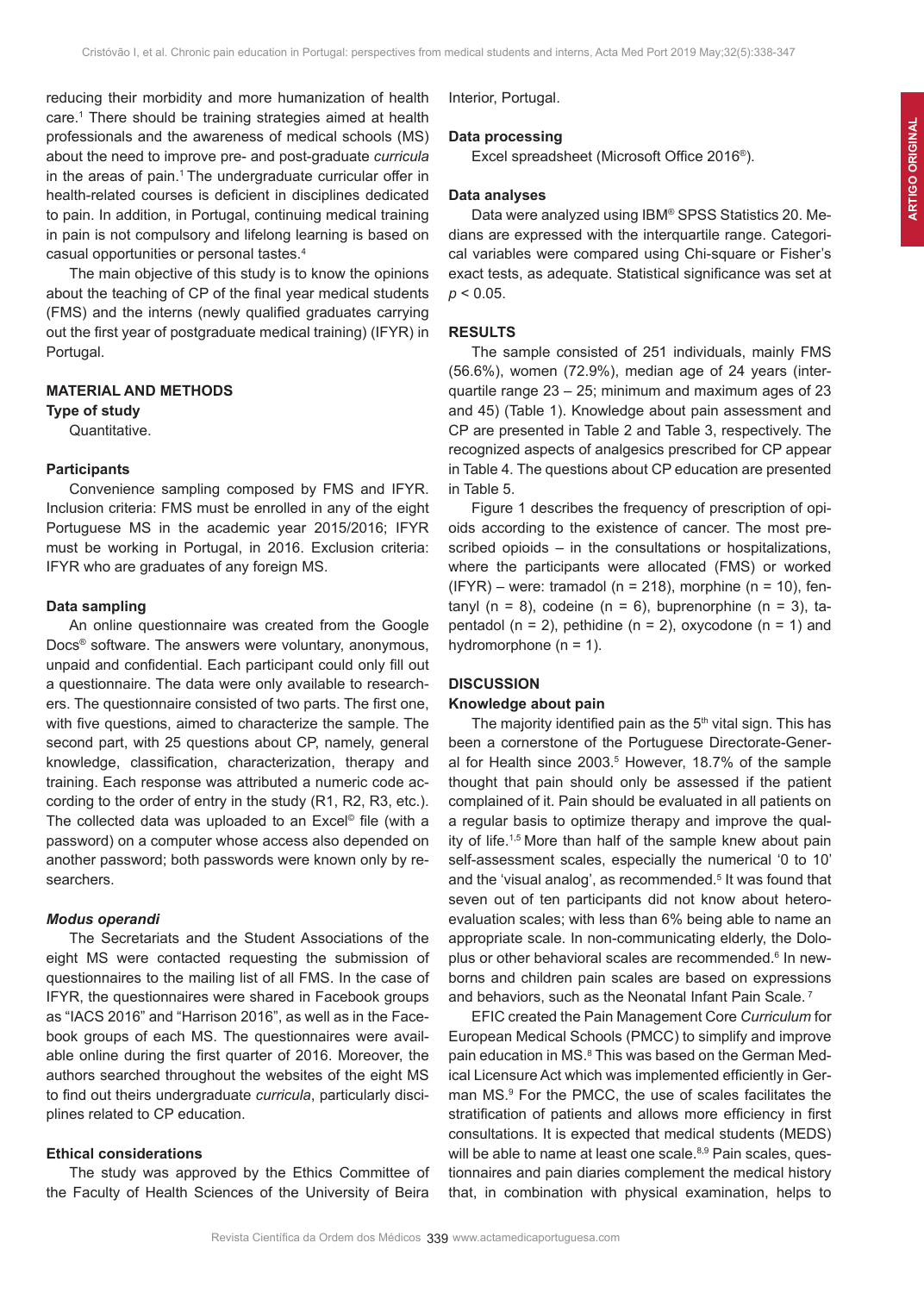reducing their morbidity and more humanization of health care.[1] There should be training strategies aimed at health professionals and the awareness of medical schools (MS) about the need to improve pre- and post-graduate *curricula* in the areas of pain.[1] The undergraduate curricular offer in health-related courses is deficient in disciplines dedicated to pain. In addition, in Portugal, continuing medical training in pain is not compulsory and lifelong learning is based on casual opportunities or personal tastes.[4]

The main objective of this study is to know the opinions about the teaching of CP of the final year medical students (FMS) and the interns (newly qualified graduates carrying out the first year of postgraduate medical training) (IFYR) in Portugal.

## MATERIAL AND METHODS

### Type of study

Quantitative.

### Participants

Convenience sampling composed by FMS and IFYR. Inclusion criteria: FMS must be enrolled in any of the eight Portuguese MS in the academic year 2015/2016; IFYR must be working in Portugal, in 2016. Exclusion criteria: IFYR who are graduates of any foreign MS.

### Data sampling

An online questionnaire was created from the Google Docs® software. The answers were voluntary, anonymous, unpaid and confidential. Each participant could only fill out a questionnaire. The data were only available to researchers. The questionnaire consisted of two parts. The first one, with five questions, aimed to characterize the sample. The second part, with 25 questions about CP, namely, general knowledge, classification, characterization, therapy and training. Each response was attributed a numeric code according to the order of entry in the study (R1, R2, R3, etc.). The collected data was uploaded to an Excel© file (with a password) on a computer whose access also depended on another password; both passwords were known only by researchers.

### *Modus operandi*

The Secretariats and the Student Associations of the eight MS were contacted requesting the submission of questionnaires to the mailing list of all FMS. In the case of IFYR, the questionnaires were shared in Facebook groups as "IACS 2016" and "Harrison 2016", as well as in the Facebook groups of each MS. The questionnaires were available online during the first quarter of 2016. Moreover, the authors searched throughout the websites of the eight MS to find out theirs undergraduate *curricula*, particularly disciplines related to CP education.

### Ethical considerations

The study was approved by the Ethics Committee of the Faculty of Health Sciences of the University of Beira Interior, Portugal.

### Data processing

Excel spreadsheet (Microsoft Office 2016®).

### Data analyses

Data were analyzed using IBM® SPSS Statistics 20. Medians are expressed with the interquartile range. Categorical variables were compared using Chi-square or Fisher's exact tests, as adequate. Statistical significance was set at $p < 0.05$.

## RESULTS

The sample consisted of 251 individuals, mainly FMS (56.6%), women (72.9%), median age of 24 years (interquartile range 23 – 25; minimum and maximum ages of 23 and 45) (Table 1). Knowledge about pain assessment and CP are presented in Table 2 and Table 3, respectively. The recognized aspects of analgesics prescribed for CP appear in Table 4. The questions about CP education are presented in Table 5.

Figure 1 describes the frequency of prescription of opioids according to the existence of cancer. The most prescribed opioids – in the consultations or hospitalizations, where the participants were allocated (FMS) or worked (IFYR) – were: tramadol (n = 218), morphine (n = 10), fentanyl (n = 8), codeine (n = 6), buprenorphine (n = 3), tapentadol (n = 2), pethidine (n = 2), oxycodone (n = 1) and hydromorphone (n = 1).

## DISCUSSION

### Knowledge about pain

The majority identified pain as the 5th vital sign. This has been a cornerstone of the Portuguese Directorate-General for Health since 2003.[5] However, 18.7% of the sample thought that pain should only be assessed if the patient complained of it. Pain should be evaluated in all patients on a regular basis to optimize therapy and improve the quality of life.[1,5] More than half of the sample knew about pain self-assessment scales, especially the numerical '0 to 10' and the 'visual analog', as recommended.[5] It was found that seven out of ten participants did not know about hetero-evaluation scales; with less than 6% being able to name an appropriate scale. In non-communicating elderly, the Doloplus or other behavioral scales are recommended.[6] In newborns and children pain scales are based on expressions and behaviors, such as the Neonatal Infant Pain Scale.[7]

EFIC created the Pain Management Core *Curriculum* for European Medical Schools (PMCC) to simplify and improve pain education in MS.[8] This was based on the German Medical Licensure Act which was implemented efficiently in German MS.[9] For the PMCC, the use of scales facilitates the stratification of patients and allows more efficiency in first consultations. It is expected that medical students (MEDS) will be able to name at least one scale.[8,9] Pain scales, questionnaires and pain diaries complement the medical history that, in combination with physical examination, helps to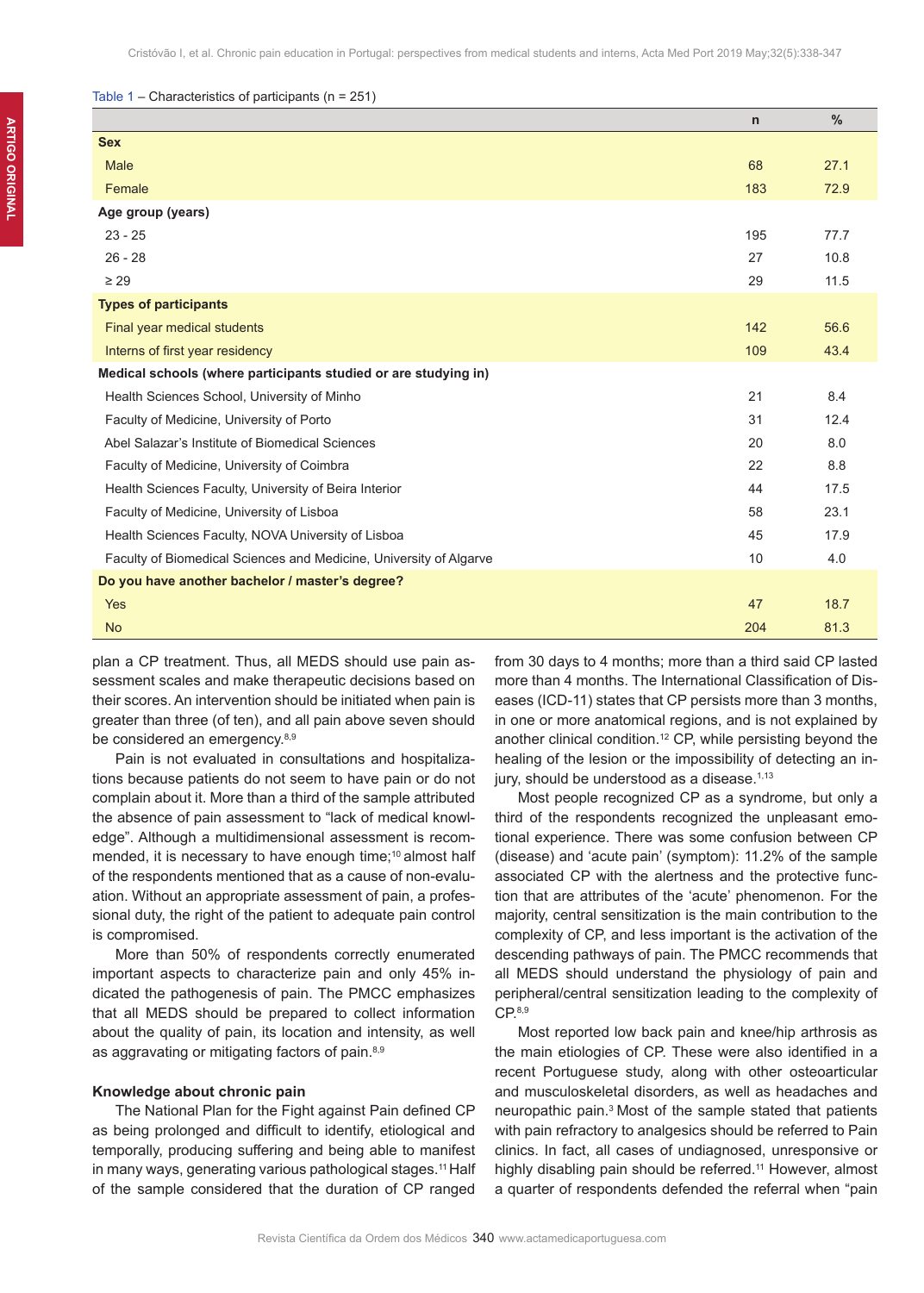Table 1 – Characteristics of participants (n = 251)

| | n | % |
|---|---|---|
| **Sex** | | |
| Male | 68 | 27.1 |
| Female | 183 | 72.9 |
| **Age group (years)** | | |
| 23 - 25 | 195 | 77.7 |
| 26 - 28 | 27 | 10.8 |
| ≥ 29 | 29 | 11.5 |
| **Types of participants** | | |
| Final year medical students | 142 | 56.6 |
| Interns of first year residency | 109 | 43.4 |
| **Medical schools (where participants studied or are studying in)** | | |
| Health Sciences School, University of Minho | 21 | 8.4 |
| Faculty of Medicine, University of Porto | 31 | 12.4 |
| Abel Salazar's Institute of Biomedical Sciences | 20 | 8.0 |
| Faculty of Medicine, University of Coimbra | 22 | 8.8 |
| Health Sciences Faculty, University of Beira Interior | 44 | 17.5 |
| Faculty of Medicine, University of Lisboa | 58 | 23.1 |
| Health Sciences Faculty, NOVA University of Lisboa | 45 | 17.9 |
| Faculty of Biomedical Sciences and Medicine, University of Algarve | 10 | 4.0 |
| **Do you have another bachelor / master's degree?** | | |
| Yes | 47 | 18.7 |
| No | 204 | 81.3 |

plan a CP treatment. Thus, all MEDS should use pain assessment scales and make therapeutic decisions based on their scores. An intervention should be initiated when pain is greater than three (of ten), and all pain above seven should be considered an emergency.[8,9]

Pain is not evaluated in consultations and hospitalizations because patients do not seem to have pain or do not complain about it. More than a third of the sample attributed the absence of pain assessment to "lack of medical knowledge". Although a multidimensional assessment is recommended, it is necessary to have enough time;[10] almost half of the respondents mentioned that as a cause of non-evaluation. Without an appropriate assessment of pain, a professional duty, the right of the patient to adequate pain control is compromised.

More than 50% of respondents correctly enumerated important aspects to characterize pain and only 45% indicated the pathogenesis of pain. The PMCC emphasizes that all MEDS should be prepared to collect information about the quality of pain, its location and intensity, as well as aggravating or mitigating factors of pain.[8,9]

### Knowledge about chronic pain

The National Plan for the Fight against Pain defined CP as being prolonged and difficult to identify, etiological and temporally, producing suffering and being able to manifest in many ways, generating various pathological stages.[11] Half of the sample considered that the duration of CP ranged from 30 days to 4 months; more than a third said CP lasted more than 4 months. The International Classification of Diseases (ICD-11) states that CP persists more than 3 months, in one or more anatomical regions, and is not explained by another clinical condition.[12] CP, while persisting beyond the healing of the lesion or the impossibility of detecting an injury, should be understood as a disease.[1,13]

Most people recognized CP as a syndrome, but only a third of the respondents recognized the unpleasant emotional experience. There was some confusion between CP (disease) and 'acute pain' (symptom): 11.2% of the sample associated CP with the alertness and the protective function that are attributes of the 'acute' phenomenon. For the majority, central sensitization is the main contribution to the complexity of CP, and less important is the activation of the descending pathways of pain. The PMCC recommends that all MEDS should understand the physiology of pain and peripheral/central sensitization leading to the complexity of CP.[8,9]

Most reported low back pain and knee/hip arthrosis as the main etiologies of CP. These were also identified in a recent Portuguese study, along with other osteoarticular and musculoskeletal disorders, as well as headaches and neuropathic pain.[3] Most of the sample stated that patients with pain refractory to analgesics should be referred to Pain clinics. In fact, all cases of undiagnosed, unresponsive or highly disabling pain should be referred.[11] However, almost a quarter of respondents defended the referral when "pain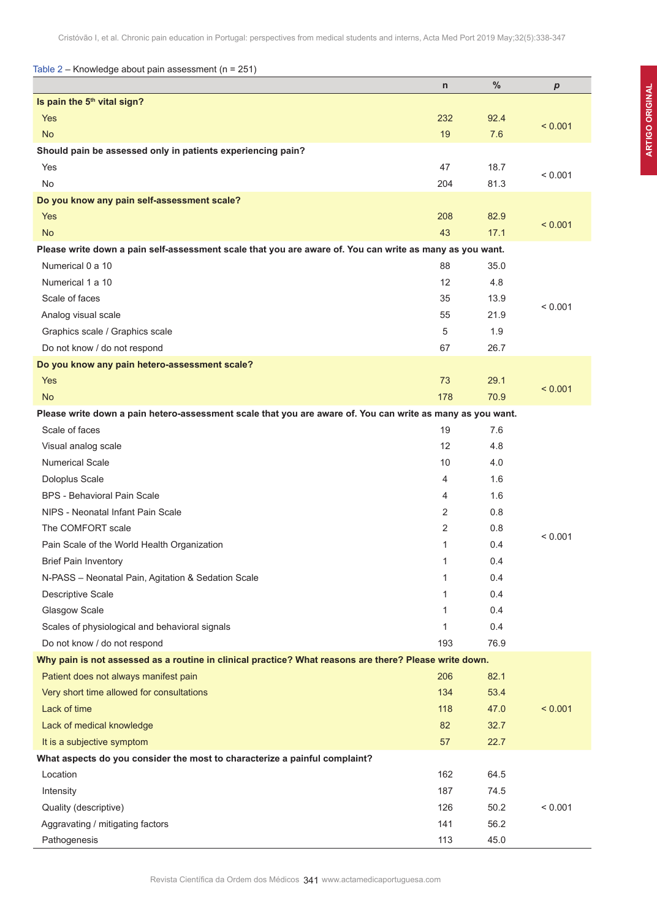Table 2 – Knowledge about pain assessment (n = 251)

| | n | % | *p* |
|---|---|---|---|
| **Is pain the 5th vital sign?** | | | |
| Yes | 232 | 92.4 | < 0.001 |
| No | 19 | 7.6 | |
| **Should pain be assessed only in patients experiencing pain?** | | | |
| Yes | 47 | 18.7 | < 0.001 |
| No | 204 | 81.3 | |
| **Do you know any pain self-assessment scale?** | | | |
| Yes | 208 | 82.9 | < 0.001 |
| No | 43 | 17.1 | |
| **Please write down a pain self-assessment scale that you are aware of. You can write as many as you want.** | | | |
| Numerical 0 a 10 | 88 | 35.0 | < 0.001 |
| Numerical 1 a 10 | 12 | 4.8 | |
| Scale of faces | 35 | 13.9 | |
| Analog visual scale | 55 | 21.9 | |
| Graphics scale / Graphics scale | 5 | 1.9 | |
| Do not know / do not respond | 67 | 26.7 | |
| **Do you know any pain hetero-assessment scale?** | | | |
| Yes | 73 | 29.1 | < 0.001 |
| No | 178 | 70.9 | |
| **Please write down a pain hetero-assessment scale that you are aware of. You can write as many as you want.** | | | |
| Scale of faces | 19 | 7.6 | < 0.001 |
| Visual analog scale | 12 | 4.8 | |
| Numerical Scale | 10 | 4.0 | |
| Doloplus Scale | 4 | 1.6 | |
| BPS - Behavioral Pain Scale | 4 | 1.6 | |
| NIPS - Neonatal Infant Pain Scale | 2 | 0.8 | |
| The COMFORT scale | 2 | 0.8 | |
| Pain Scale of the World Health Organization | 1 | 0.4 | |
| Brief Pain Inventory | 1 | 0.4 | |
| N-PASS – Neonatal Pain, Agitation & Sedation Scale | 1 | 0.4 | |
| Descriptive Scale | 1 | 0.4 | |
| Glasgow Scale | 1 | 0.4 | |
| Scales of physiological and behavioral signals | 1 | 0.4 | |
| Do not know / do not respond | 193 | 76.9 | |
| **Why pain is not assessed as a routine in clinical practice? What reasons are there? Please write down.** | | | |
| Patient does not always manifest pain | 206 | 82.1 | < 0.001 |
| Very short time allowed for consultations | 134 | 53.4 | |
| Lack of time | 118 | 47.0 | |
| Lack of medical knowledge | 82 | 32.7 | |
| It is a subjective symptom | 57 | 22.7 | |
| **What aspects do you consider the most to characterize a painful complaint?** | | | |
| Location | 162 | 64.5 | < 0.001 |
| Intensity | 187 | 74.5 | |
| Quality (descriptive) | 126 | 50.2 | |
| Aggravating / mitigating factors | 141 | 56.2 | |
| Pathogenesis | 113 | 45.0 | |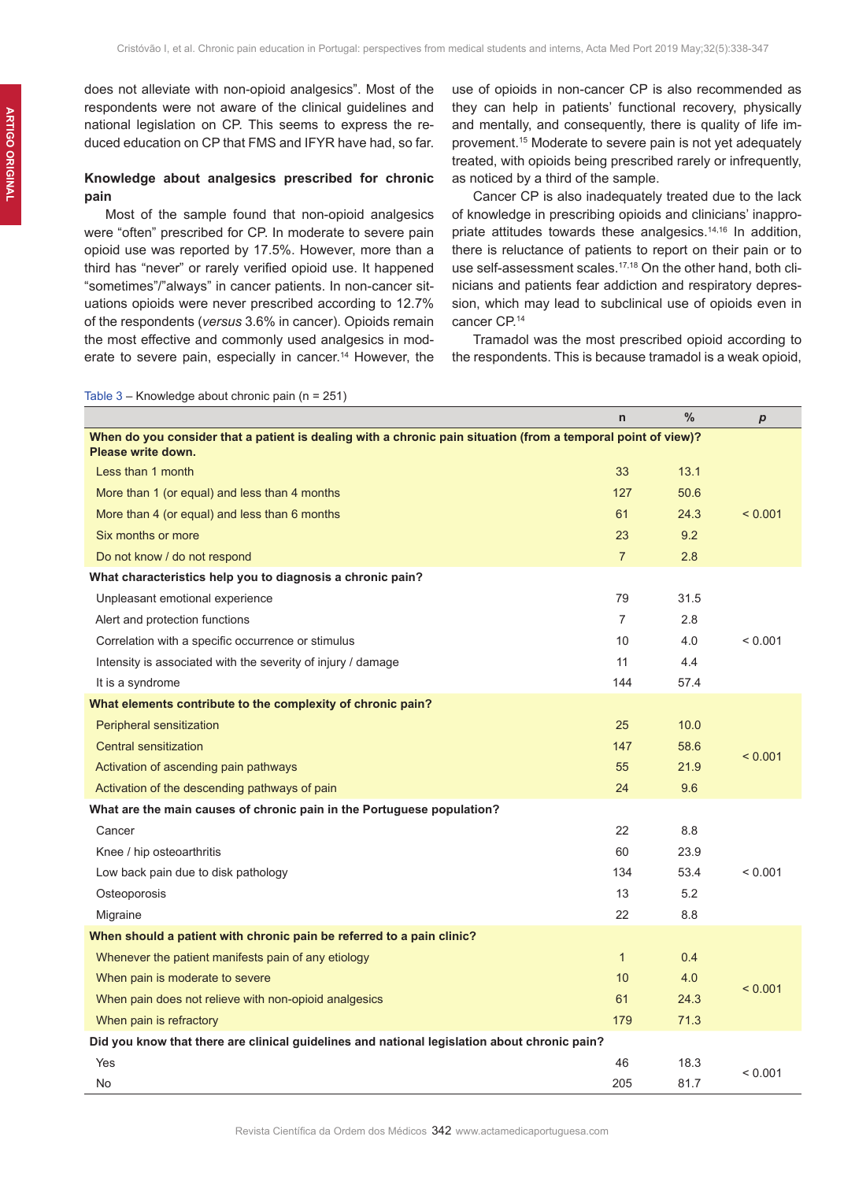does not alleviate with non-opioid analgesics". Most of the respondents were not aware of the clinical guidelines and national legislation on CP. This seems to express the reduced education on CP that FMS and IFYR have had, so far.

## Knowledge about analgesics prescribed for chronic pain

Most of the sample found that non-opioid analgesics were "often" prescribed for CP. In moderate to severe pain opioid use was reported by 17.5%. However, more than a third has "never" or rarely verified opioid use. It happened "sometimes"/"always" in cancer patients. In non-cancer situations opioids were never prescribed according to 12.7% of the respondents (*versus* 3.6% in cancer). Opioids remain the most effective and commonly used analgesics in moderate to severe pain, especially in cancer.[14] However, the use of opioids in non-cancer CP is also recommended as they can help in patients' functional recovery, physically and mentally, and consequently, there is quality of life improvement.[15] Moderate to severe pain is not yet adequately treated, with opioids being prescribed rarely or infrequently, as noticed by a third of the sample.

Cancer CP is also inadequately treated due to the lack of knowledge in prescribing opioids and clinicians' inappropriate attitudes towards these analgesics.[14,16] In addition, there is reluctance of patients to report on their pain or to use self-assessment scales.[17,18] On the other hand, both clinicians and patients fear addiction and respiratory depression, which may lead to subclinical use of opioids even in cancer CP.[14]

Tramadol was the most prescribed opioid according to the respondents. This is because tramadol is a weak opioid,

Table 3 – Knowledge about chronic pain (n = 251)

| | n | % | p |
|---|---|---|---|
| **When do you consider that a patient is dealing with a chronic pain situation (from a temporal point of view)? Please write down.** | | | |
| Less than 1 month | 33 | 13.1 | < 0.001 |
| More than 1 (or equal) and less than 4 months | 127 | 50.6 | |
| More than 4 (or equal) and less than 6 months | 61 | 24.3 | |
| Six months or more | 23 | 9.2 | |
| Do not know / do not respond | 7 | 2.8 | |
| **What characteristics help you to diagnosis a chronic pain?** | | | |
| Unpleasant emotional experience | 79 | 31.5 | < 0.001 |
| Alert and protection functions | 7 | 2.8 | |
| Correlation with a specific occurrence or stimulus | 10 | 4.0 | |
| Intensity is associated with the severity of injury / damage | 11 | 4.4 | |
| It is a syndrome | 144 | 57.4 | |
| **What elements contribute to the complexity of chronic pain?** | | | |
| Peripheral sensitization | 25 | 10.0 | < 0.001 |
| Central sensitization | 147 | 58.6 | |
| Activation of ascending pain pathways | 55 | 21.9 | |
| Activation of the descending pathways of pain | 24 | 9.6 | |
| **What are the main causes of chronic pain in the Portuguese population?** | | | |
| Cancer | 22 | 8.8 | < 0.001 |
| Knee / hip osteoarthritis | 60 | 23.9 | |
| Low back pain due to disk pathology | 134 | 53.4 | |
| Osteoporosis | 13 | 5.2 | |
| Migraine | 22 | 8.8 | |
| **When should a patient with chronic pain be referred to a pain clinic?** | | | |
| Whenever the patient manifests pain of any etiology | 1 | 0.4 | < 0.001 |
| When pain is moderate to severe | 10 | 4.0 | |
| When pain does not relieve with non-opioid analgesics | 61 | 24.3 | |
| When pain is refractory | 179 | 71.3 | |
| **Did you know that there are clinical guidelines and national legislation about chronic pain?** | | | |
| Yes | 46 | 18.3 | < 0.001 |
| No | 205 | 81.7 | |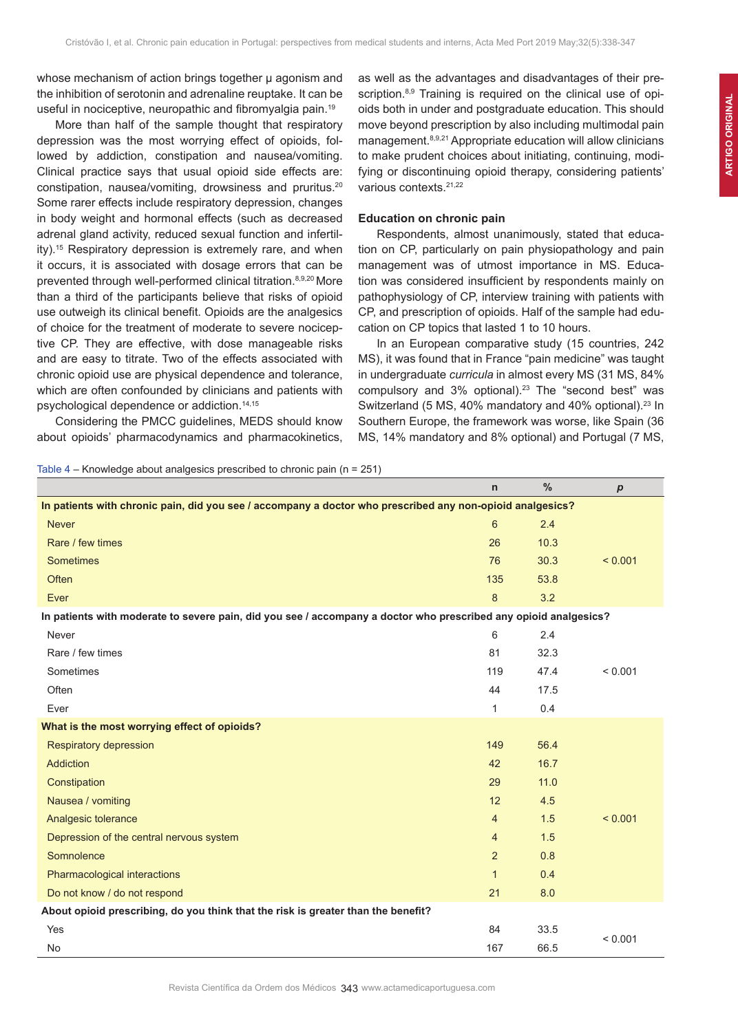whose mechanism of action brings together μ agonism and the inhibition of serotonin and adrenaline reuptake. It can be useful in nociceptive, neuropathic and fibromyalgia pain.[19]

More than half of the sample thought that respiratory depression was the most worrying effect of opioids, followed by addiction, constipation and nausea/vomiting. Clinical practice says that usual opioid side effects are: constipation, nausea/vomiting, drowsiness and pruritus.[20] Some rarer effects include respiratory depression, changes in body weight and hormonal effects (such as decreased adrenal gland activity, reduced sexual function and infertility).[15] Respiratory depression is extremely rare, and when it occurs, it is associated with dosage errors that can be prevented through well-performed clinical titration.[8,9,20] More than a third of the participants believe that risks of opioid use outweigh its clinical benefit. Opioids are the analgesics of choice for the treatment of moderate to severe nociceptive CP. They are effective, with dose manageable risks and are easy to titrate. Two of the effects associated with chronic opioid use are physical dependence and tolerance, which are often confounded by clinicians and patients with psychological dependence or addiction.[14,15]

Considering the PMCC guidelines, MEDS should know about opioids' pharmacodynamics and pharmacokinetics, as well as the advantages and disadvantages of their prescription.[8,9] Training is required on the clinical use of opioids both in under and postgraduate education. This should move beyond prescription by also including multimodal pain management.[8,9,21] Appropriate education will allow clinicians to make prudent choices about initiating, continuing, modifying or discontinuing opioid therapy, considering patients' various contexts.[21,22]

### Education on chronic pain

Respondents, almost unanimously, stated that education on CP, particularly on pain physiopathology and pain management was of utmost importance in MS. Education was considered insufficient by respondents mainly on pathophysiology of CP, interview training with patients with CP, and prescription of opioids. Half of the sample had education on CP topics that lasted 1 to 10 hours.

In an European comparative study (15 countries, 242 MS), it was found that in France "pain medicine" was taught in undergraduate *curricula* in almost every MS (31 MS, 84% compulsory and 3% optional).[23] The "second best" was Switzerland (5 MS, 40% mandatory and 40% optional).[23] In Southern Europe, the framework was worse, like Spain (36 MS, 14% mandatory and 8% optional) and Portugal (7 MS,

Table 4 – Knowledge about analgesics prescribed to chronic pain (n = 251)

| | n | % | p |
|---|---|---|---|
| **In patients with chronic pain, did you see / accompany a doctor who prescribed any non-opioid analgesics?** | | | |
| Never | 6 | 2.4 | |
| Rare / few times | 26 | 10.3 | |
| Sometimes | 76 | 30.3 | < 0.001 |
| Often | 135 | 53.8 | |
| Ever | 8 | 3.2 | |
| **In patients with moderate to severe pain, did you see / accompany a doctor who prescribed any opioid analgesics?** | | | |
| Never | 6 | 2.4 | |
| Rare / few times | 81 | 32.3 | |
| Sometimes | 119 | 47.4 | < 0.001 |
| Often | 44 | 17.5 | |
| Ever | 1 | 0.4 | |
| **What is the most worrying effect of opioids?** | | | |
| Respiratory depression | 149 | 56.4 | |
| Addiction | 42 | 16.7 | |
| Constipation | 29 | 11.0 | |
| Nausea / vomiting | 12 | 4.5 | |
| Analgesic tolerance | 4 | 1.5 | < 0.001 |
| Depression of the central nervous system | 4 | 1.5 | |
| Somnolence | 2 | 0.8 | |
| Pharmacological interactions | 1 | 0.4 | |
| Do not know / do not respond | 21 | 8.0 | |
| **About opioid prescribing, do you think that the risk is greater than the benefit?** | | | |
| Yes | 84 | 33.5 | < 0.001 |
| No | 167 | 66.5 | |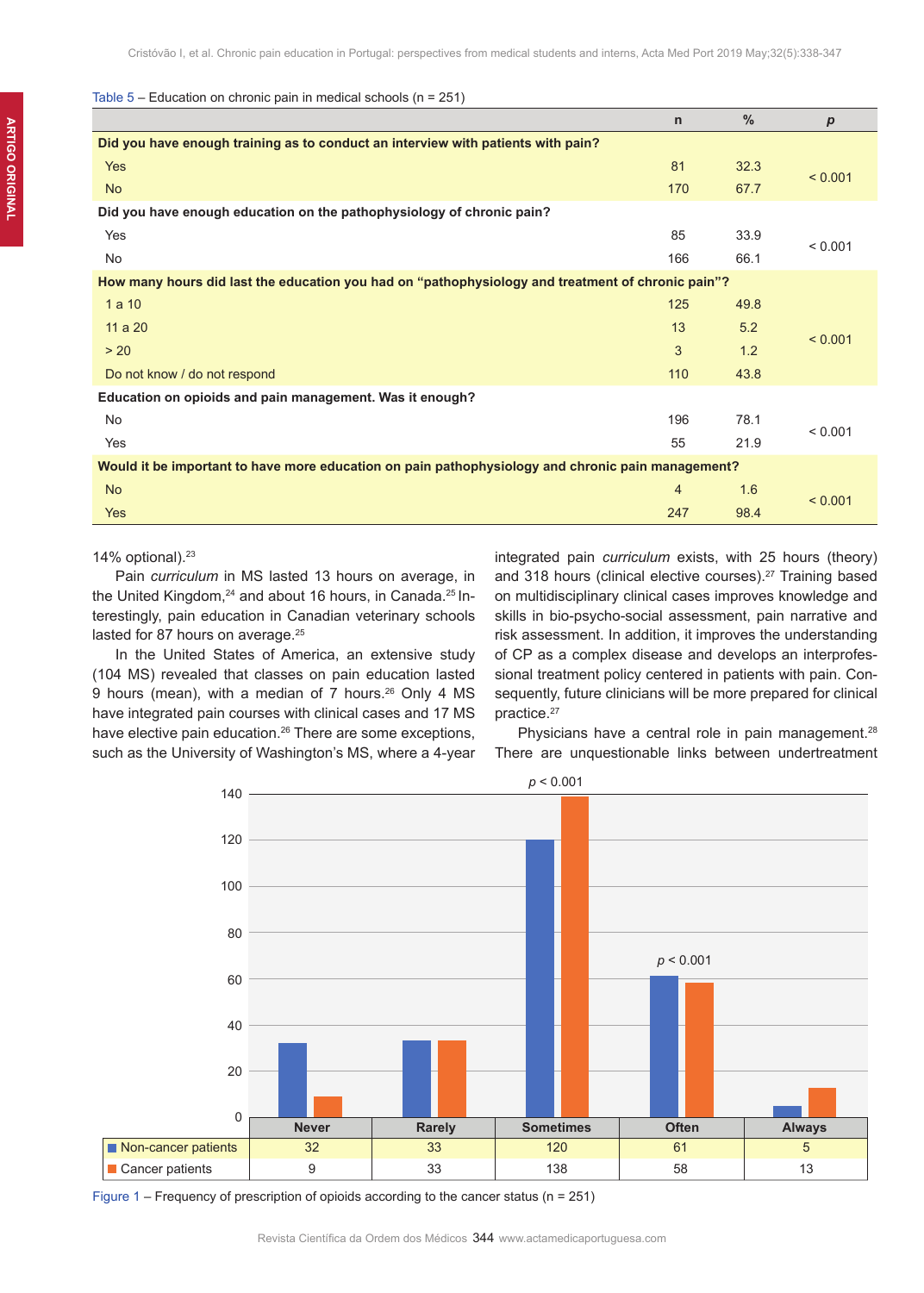Table 5 – Education on chronic pain in medical schools (n = 251)

| | n | % | p |
|---|---|---|---|
| **Did you have enough training as to conduct an interview with patients with pain?** | | | |
| Yes | 81 | 32.3 | < 0.001 |
| No | 170 | 67.7 | |
| **Did you have enough education on the pathophysiology of chronic pain?** | | | |
| Yes | 85 | 33.9 | < 0.001 |
| No | 166 | 66.1 | |
| **How many hours did last the education you had on "pathophysiology and treatment of chronic pain"?** | | | |
| 1 a 10 | 125 | 49.8 | < 0.001 |
| 11 a 20 | 13 | 5.2 | |
| > 20 | 3 | 1.2 | |
| Do not know / do not respond | 110 | 43.8 | |
| **Education on opioids and pain management. Was it enough?** | | | |
| No | 196 | 78.1 | < 0.001 |
| Yes | 55 | 21.9 | |
| **Would it be important to have more education on pain pathophysiology and chronic pain management?** | | | |
| No | 4 | 1.6 | < 0.001 |
| Yes | 247 | 98.4 | |

14% optional).[23]

Pain *curriculum* in MS lasted 13 hours on average, in the United Kingdom,[24] and about 16 hours, in Canada.[25] Interestingly, pain education in Canadian veterinary schools lasted for 87 hours on average.[25]

In the United States of America, an extensive study (104 MS) revealed that classes on pain education lasted 9 hours (mean), with a median of 7 hours.[26] Only 4 MS have integrated pain courses with clinical cases and 17 MS have elective pain education.[26] There are some exceptions, such as the University of Washington's MS, where a 4-year integrated pain *curriculum* exists, with 25 hours (theory) and 318 hours (clinical elective courses).[27] Training based on multidisciplinary clinical cases improves knowledge and skills in bio-psycho-social assessment, pain narrative and risk assessment. In addition, it improves the understanding of CP as a complex disease and develops an interprofessional treatment policy centered in patients with pain. Consequently, future clinicians will be more prepared for clinical practice.[27]

Physicians have a central role in pain management.[28] There are unquestionable links between undertreatment

| | Never | Rarely | Sometimes | Often | Always |
|---|---|---|---|---|---|
| Non-cancer patients | 32 | 33 | 120 | 61 | 5 |
| Cancer patients | 9 | 33 | 138 | 58 | 13 |

($p < 0.001$ for Sometimes; $p < 0.001$ for Often)

Figure 1 – Frequency of prescription of opioids according to the cancer status (n = 251)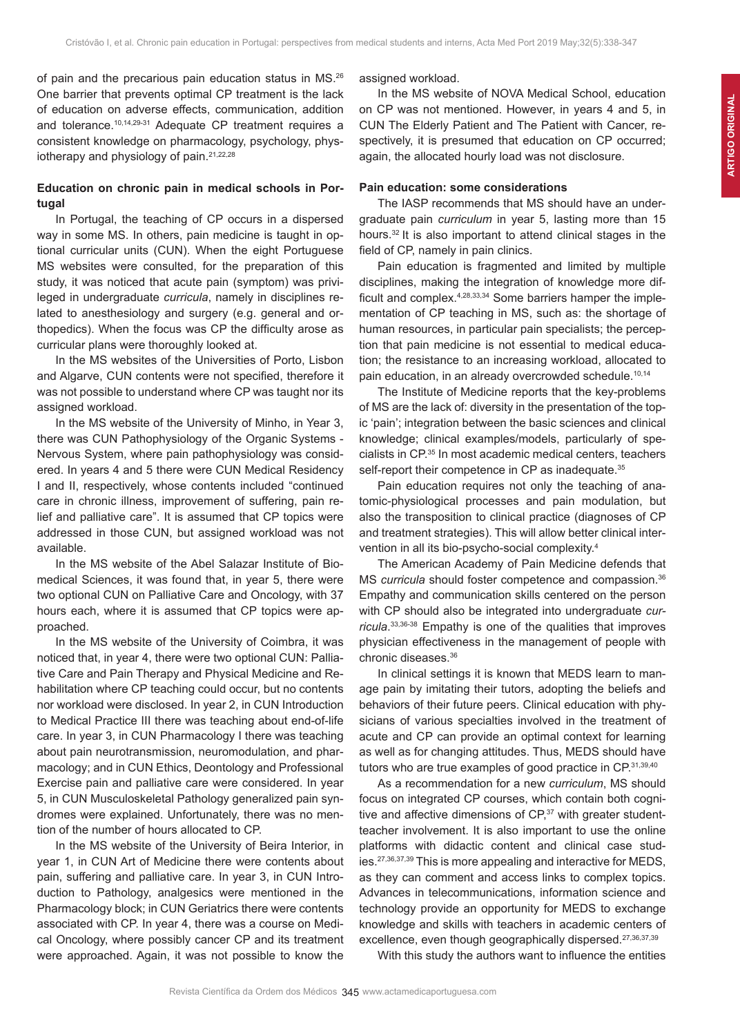of pain and the precarious pain education status in MS.[26] One barrier that prevents optimal CP treatment is the lack of education on adverse effects, communication, addition and tolerance.[10,14,29-31] Adequate CP treatment requires a consistent knowledge on pharmacology, psychology, physiotherapy and physiology of pain.[21,22,28]

### Education on chronic pain in medical schools in Portugal

In Portugal, the teaching of CP occurs in a dispersed way in some MS. In others, pain medicine is taught in optional curricular units (CUN). When the eight Portuguese MS websites were consulted, for the preparation of this study, it was noticed that acute pain (symptom) was privileged in undergraduate *curricula*, namely in disciplines related to anesthesiology and surgery (e.g. general and orthopedics). When the focus was CP the difficulty arose as curricular plans were thoroughly looked at.

In the MS websites of the Universities of Porto, Lisbon and Algarve, CUN contents were not specified, therefore it was not possible to understand where CP was taught nor its assigned workload.

In the MS website of the University of Minho, in Year 3, there was CUN Pathophysiology of the Organic Systems - Nervous System, where pain pathophysiology was considered. In years 4 and 5 there were CUN Medical Residency I and II, respectively, whose contents included "continued care in chronic illness, improvement of suffering, pain relief and palliative care". It is assumed that CP topics were addressed in those CUN, but assigned workload was not available.

In the MS website of the Abel Salazar Institute of Biomedical Sciences, it was found that, in year 5, there were two optional CUN on Palliative Care and Oncology, with 37 hours each, where it is assumed that CP topics were approached.

In the MS website of the University of Coimbra, it was noticed that, in year 4, there were two optional CUN: Palliative Care and Pain Therapy and Physical Medicine and Rehabilitation where CP teaching could occur, but no contents nor workload were disclosed. In year 2, in CUN Introduction to Medical Practice III there was teaching about end-of-life care. In year 3, in CUN Pharmacology I there was teaching about pain neurotransmission, neuromodulation, and pharmacology; and in CUN Ethics, Deontology and Professional Exercise pain and palliative care were considered. In year 5, in CUN Musculoskeletal Pathology generalized pain syndromes were explained. Unfortunately, there was no mention of the number of hours allocated to CP.

In the MS website of the University of Beira Interior, in year 1, in CUN Art of Medicine there were contents about pain, suffering and palliative care. In year 3, in CUN Introduction to Pathology, analgesics were mentioned in the Pharmacology block; in CUN Geriatrics there were contents associated with CP. In year 4, there was a course on Medical Oncology, where possibly cancer CP and its treatment were approached. Again, it was not possible to know the assigned workload.

In the MS website of NOVA Medical School, education on CP was not mentioned. However, in years 4 and 5, in CUN The Elderly Patient and The Patient with Cancer, respectively, it is presumed that education on CP occurred; again, the allocated hourly load was not disclosure.

### Pain education: some considerations

The IASP recommends that MS should have an undergraduate pain *curriculum* in year 5, lasting more than 15 hours.[32] It is also important to attend clinical stages in the field of CP, namely in pain clinics.

Pain education is fragmented and limited by multiple disciplines, making the integration of knowledge more difficult and complex.[4,28,33,34] Some barriers hamper the implementation of CP teaching in MS, such as: the shortage of human resources, in particular pain specialists; the perception that pain medicine is not essential to medical education; the resistance to an increasing workload, allocated to pain education, in an already overcrowded schedule.[10,14]

The Institute of Medicine reports that the key-problems of MS are the lack of: diversity in the presentation of the topic 'pain'; integration between the basic sciences and clinical knowledge; clinical examples/models, particularly of specialists in CP.[35] In most academic medical centers, teachers self-report their competence in CP as inadequate.[35]

Pain education requires not only the teaching of anatomic-physiological processes and pain modulation, but also the transposition to clinical practice (diagnoses of CP and treatment strategies). This will allow better clinical intervention in all its bio-psycho-social complexity.[4]

The American Academy of Pain Medicine defends that MS *curricula* should foster competence and compassion.[36] Empathy and communication skills centered on the person with CP should also be integrated into undergraduate *curricula*.[33,36-38] Empathy is one of the qualities that improves physician effectiveness in the management of people with chronic diseases.[36]

In clinical settings it is known that MEDS learn to manage pain by imitating their tutors, adopting the beliefs and behaviors of their future peers. Clinical education with physicians of various specialties involved in the treatment of acute and CP can provide an optimal context for learning as well as for changing attitudes. Thus, MEDS should have tutors who are true examples of good practice in CP.[31,39,40]

As a recommendation for a new *curriculum*, MS should focus on integrated CP courses, which contain both cognitive and affective dimensions of CP,[37] with greater student-teacher involvement. It is also important to use the online platforms with didactic content and clinical case studies.[27,36,37,39] This is more appealing and interactive for MEDS, as they can comment and access links to complex topics. Advances in telecommunications, information science and technology provide an opportunity for MEDS to exchange knowledge and skills with teachers in academic centers of excellence, even though geographically dispersed.[27,36,37,39]

With this study the authors want to influence the entities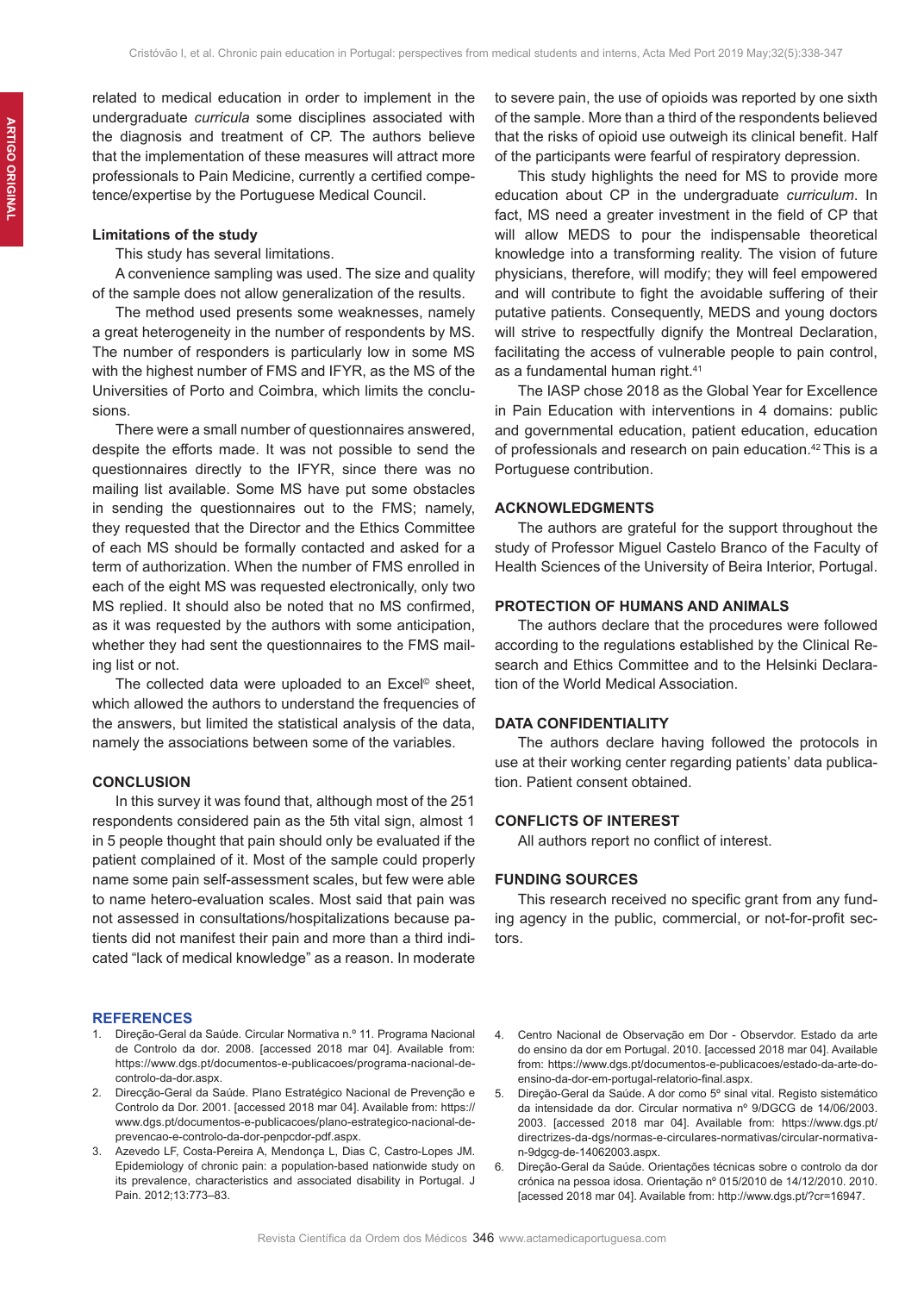related to medical education in order to implement in the undergraduate *curricula* some disciplines associated with the diagnosis and treatment of CP. The authors believe that the implementation of these measures will attract more professionals to Pain Medicine, currently a certified competence/expertise by the Portuguese Medical Council.

### Limitations of the study

This study has several limitations.

A convenience sampling was used. The size and quality of the sample does not allow generalization of the results.

The method used presents some weaknesses, namely a great heterogeneity in the number of respondents by MS. The number of responders is particularly low in some MS with the highest number of FMS and IFYR, as the MS of the Universities of Porto and Coimbra, which limits the conclusions.

There were a small number of questionnaires answered, despite the efforts made. It was not possible to send the questionnaires directly to the IFYR, since there was no mailing list available. Some MS have put some obstacles in sending the questionnaires out to the FMS; namely, they requested that the Director and the Ethics Committee of each MS should be formally contacted and asked for a term of authorization. When the number of FMS enrolled in each of the eight MS was requested electronically, only two MS replied. It should also be noted that no MS confirmed, as it was requested by the authors with some anticipation, whether they had sent the questionnaires to the FMS mailing list or not.

The collected data were uploaded to an Excel© sheet, which allowed the authors to understand the frequencies of the answers, but limited the statistical analysis of the data, namely the associations between some of the variables.

## CONCLUSION

In this survey it was found that, although most of the 251 respondents considered pain as the 5th vital sign, almost 1 in 5 people thought that pain should only be evaluated if the patient complained of it. Most of the sample could properly name some pain self-assessment scales, but few were able to name hetero-evaluation scales. Most said that pain was not assessed in consultations/hospitalizations because patients did not manifest their pain and more than a third indicated "lack of medical knowledge" as a reason. In moderate to severe pain, the use of opioids was reported by one sixth of the sample. More than a third of the respondents believed that the risks of opioid use outweigh its clinical benefit. Half of the participants were fearful of respiratory depression.

This study highlights the need for MS to provide more education about CP in the undergraduate *curriculum*. In fact, MS need a greater investment in the field of CP that will allow MEDS to pour the indispensable theoretical knowledge into a transforming reality. The vision of future physicians, therefore, will modify; they will feel empowered and will contribute to fight the avoidable suffering of their putative patients. Consequently, MEDS and young doctors will strive to respectfully dignify the Montreal Declaration, facilitating the access of vulnerable people to pain control, as a fundamental human right.[41]

The IASP chose 2018 as the Global Year for Excellence in Pain Education with interventions in 4 domains: public and governmental education, patient education, education of professionals and research on pain education.[42] This is a Portuguese contribution.

## ACKNOWLEDGMENTS

The authors are grateful for the support throughout the study of Professor Miguel Castelo Branco of the Faculty of Health Sciences of the University of Beira Interior, Portugal.

## PROTECTION OF HUMANS AND ANIMALS

The authors declare that the procedures were followed according to the regulations established by the Clinical Research and Ethics Committee and to the Helsinki Declaration of the World Medical Association.

## DATA CONFIDENTIALITY

The authors declare having followed the protocols in use at their working center regarding patients' data publication. Patient consent obtained.

## CONFLICTS OF INTEREST

All authors report no conflict of interest.

## FUNDING SOURCES

This research received no specific grant from any funding agency in the public, commercial, or not-for-profit sectors.

## REFERENCES

1. Direção-Geral da Saúde. Circular Normativa n.º 11. Programa Nacional de Controlo da dor. 2008. [accessed 2018 mar 04]. Available from: https://www.dgs.pt/documentos-e-publicacoes/programa-nacional-de-controlo-da-dor.aspx.
2. Direcção-Geral da Saúde. Plano Estratégico Nacional de Prevenção e Controlo da Dor. 2001. [accessed 2018 mar 04]. Available from: https://www.dgs.pt/documentos-e-publicacoes/plano-estrategico-nacional-de-prevencao-e-controlo-da-dor-penpcdor-pdf.aspx.
3. Azevedo LF, Costa-Pereira A, Mendonça L, Dias C, Castro-Lopes JM. Epidemiology of chronic pain: a population-based nationwide study on its prevalence, characteristics and associated disability in Portugal. J Pain. 2012;13:773–83.
4. Centro Nacional de Observação em Dor - Observdor. Estado da arte do ensino da dor em Portugal. 2010. [accessed 2018 mar 04]. Available from: https://www.dgs.pt/documentos-e-publicacoes/estado-da-arte-do-ensino-da-dor-em-portugal-relatorio-final.aspx.
5. Direção-Geral da Saúde. A dor como 5º sinal vital. Registo sistemático da intensidade da dor. Circular normativa nº 9/DGCG de 14/06/2003. 2003. [accessed 2018 mar 04]. Available from: https://www.dgs.pt/directrizes-da-dgs/normas-e-circulares-normativas/circular-normativa-n-9dgcg-de-14062003.aspx.
6. Direção-Geral da Saúde. Orientações técnicas sobre o controlo da dor crónica na pessoa idosa. Orientação nº 015/2010 de 14/12/2010. 2010. [acessed 2018 mar 04]. Available from: http://www.dgs.pt/?cr=16947.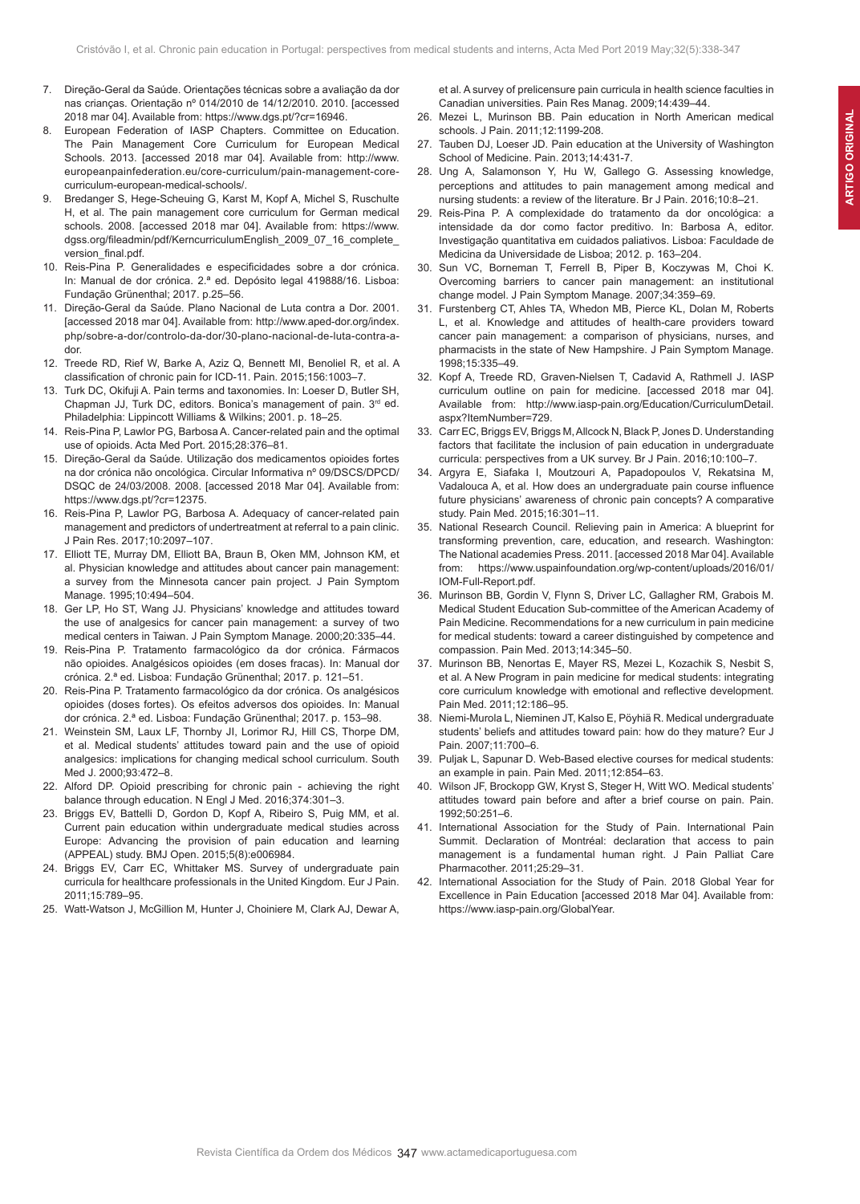7. Direção-Geral da Saúde. Orientações técnicas sobre a avaliação da dor nas crianças. Orientação nº 014/2010 de 14/12/2010. 2010. [accessed 2018 mar 04]. Available from: https://www.dgs.pt/?cr=16946.
8. European Federation of IASP Chapters. Committee on Education. The Pain Management Core Curriculum for European Medical Schools. 2013. [accessed 2018 mar 04]. Available from: http://www.europeanpainfederation.eu/core-curriculum/pain-management-core-curriculum-european-medical-schools/.
9. Bredanger S, Hege-Scheuing G, Karst M, Kopf A, Michel S, Ruschulte H, et al. The pain management core curriculum for German medical schools. 2008. [accessed 2018 mar 04]. Available from: https://www.dgss.org/fileadmin/pdf/KerncurriculumEnglish_2009_07_16_complete_version_final.pdf.
10. Reis-Pina P. Generalidades e especificidades sobre a dor crónica. In: Manual de dor crónica. 2.ª ed. Depósito legal 419888/16. Lisboa: Fundação Grünenthal; 2017. p.25–56.
11. Direção-Geral da Saúde. Plano Nacional de Luta contra a Dor. 2001. [accessed 2018 mar 04]. Available from: http://www.aped-dor.org/index.php/sobre-a-dor/controlo-da-dor/30-plano-nacional-de-luta-contra-a-dor.
12. Treede RD, Rief W, Barke A, Aziz Q, Bennett MI, Benoliel R, et al. A classification of chronic pain for ICD-11. Pain. 2015;156:1003–7.
13. Turk DC, Okifuji A. Pain terms and taxonomies. In: Loeser D, Butler SH, Chapman JJ, Turk DC, editors. Bonica's management of pain. 3rd ed. Philadelphia: Lippincott Williams & Wilkins; 2001. p. 18–25.
14. Reis-Pina P, Lawlor PG, Barbosa A. Cancer-related pain and the optimal use of opioids. Acta Med Port. 2015;28:376–81.
15. Direção-Geral da Saúde. Utilização dos medicamentos opioides fortes na dor crónica não oncológica. Circular Informativa nº 09/DSCS/DPCD/DSQC de 24/03/2008. 2008. [accessed 2018 Mar 04]. Available from: https://www.dgs.pt/?cr=12375.
16. Reis-Pina P, Lawlor PG, Barbosa A. Adequacy of cancer-related pain management and predictors of undertreatment at referral to a pain clinic. J Pain Res. 2017;10:2097–107.
17. Elliott TE, Murray DM, Elliott BA, Braun B, Oken MM, Johnson KM, et al. Physician knowledge and attitudes about cancer pain management: a survey from the Minnesota cancer pain project. J Pain Symptom Manage. 1995;10:494–504.
18. Ger LP, Ho ST, Wang JJ. Physicians' knowledge and attitudes toward the use of analgesics for cancer pain management: a survey of two medical centers in Taiwan. J Pain Symptom Manage. 2000;20:335–44.
19. Reis-Pina P. Tratamento farmacológico da dor crónica. Fármacos não opioides. Analgésicos opioides (em doses fracas). In: Manual dor crónica. 2.ª ed. Lisboa: Fundação Grünenthal; 2017. p. 121–51.
20. Reis-Pina P. Tratamento farmacológico da dor crónica. Os analgésicos opioides (doses fortes). Os efeitos adversos dos opioides. In: Manual dor crónica. 2.ª ed. Lisboa: Fundação Grünenthal; 2017. p. 153–98.
21. Weinstein SM, Laux LF, Thornby JI, Lorimor RJ, Hill CS, Thorpe DM, et al. Medical students' attitudes toward pain and the use of opioid analgesics: implications for changing medical school curriculum. South Med J. 2000;93:472–8.
22. Alford DP. Opioid prescribing for chronic pain - achieving the right balance through education. N Engl J Med. 2016;374:301–3.
23. Briggs EV, Battelli D, Gordon D, Kopf A, Ribeiro S, Puig MM, et al. Current pain education within undergraduate medical studies across Europe: Advancing the provision of pain education and learning (APPEAL) study. BMJ Open. 2015;5(8):e006984.
24. Briggs EV, Carr EC, Whittaker MS. Survey of undergraduate pain curricula for healthcare professionals in the United Kingdom. Eur J Pain. 2011;15:789–95.
25. Watt-Watson J, McGillion M, Hunter J, Choiniere M, Clark AJ, Dewar A, et al. A survey of prelicensure pain curricula in health science faculties in Canadian universities. Pain Res Manag. 2009;14:439–44.
26. Mezei L, Murinson BB. Pain education in North American medical schools. J Pain. 2011;12:1199-208.
27. Tauben DJ, Loeser JD. Pain education at the University of Washington School of Medicine. Pain. 2013;14:431-7.
28. Ung A, Salamonson Y, Hu W, Gallego G. Assessing knowledge, perceptions and attitudes to pain management among medical and nursing students: a review of the literature. Br J Pain. 2016;10:8–21.
29. Reis-Pina P. A complexidade do tratamento da dor oncológica: a intensidade da dor como factor preditivo. In: Barbosa A, editor. Investigação quantitativa em cuidados paliativos. Lisboa: Faculdade de Medicina da Universidade de Lisboa; 2012. p. 163–204.
30. Sun VC, Borneman T, Ferrell B, Piper B, Koczywas M, Choi K. Overcoming barriers to cancer pain management: an institutional change model. J Pain Symptom Manage. 2007;34:359–69.
31. Furstenberg CT, Ahles TA, Whedon MB, Pierce KL, Dolan M, Roberts L, et al. Knowledge and attitudes of health-care providers toward cancer pain management: a comparison of physicians, nurses, and pharmacists in the state of New Hampshire. J Pain Symptom Manage. 1998;15:335–49.
32. Kopf A, Treede RD, Graven-Nielsen T, Cadavid A, Rathmell J. IASP curriculum outline on pain for medicine. [accessed 2018 mar 04]. Available from: http://www.iasp-pain.org/Education/CurriculumDetail.aspx?ItemNumber=729.
33. Carr EC, Briggs EV, Briggs M, Allcock N, Black P, Jones D. Understanding factors that facilitate the inclusion of pain education in undergraduate curricula: perspectives from a UK survey. Br J Pain. 2016;10:100–7.
34. Argyra E, Siafaka I, Moutzouri A, Papadopoulos V, Rekatsina M, Vadalouca A, et al. How does an undergraduate pain course influence future physicians' awareness of chronic pain concepts? A comparative study. Pain Med. 2015;16:301–11.
35. National Research Council. Relieving pain in America: A blueprint for transforming prevention, care, education, and research. Washington: The National academies Press. 2011. [accessed 2018 Mar 04]. Available from: https://www.uspainfoundation.org/wp-content/uploads/2016/01/IOM-Full-Report.pdf.
36. Murinson BB, Gordin V, Flynn S, Driver LC, Gallagher RM, Grabois M. Medical Student Education Sub-committee of the American Academy of Pain Medicine. Recommendations for a new curriculum in pain medicine for medical students: toward a career distinguished by competence and compassion. Pain Med. 2013;14:345–50.
37. Murinson BB, Nenortas E, Mayer RS, Mezei L, Kozachik S, Nesbit S, et al. A New Program in pain medicine for medical students: integrating core curriculum knowledge with emotional and reflective development. Pain Med. 2011;12:186–95.
38. Niemi-Murola L, Nieminen JT, Kalso E, Pöyhiä R. Medical undergraduate students' beliefs and attitudes toward pain: how do they mature? Eur J Pain. 2007;11:700–6.
39. Puljak L, Sapunar D. Web-Based elective courses for medical students: an example in pain. Pain Med. 2011;12:854–63.
40. Wilson JF, Brockopp GW, Kryst S, Steger H, Witt WO. Medical students' attitudes toward pain before and after a brief course on pain. Pain. 1992;50:251–6.
41. International Association for the Study of Pain. International Pain Summit. Declaration of Montréal: declaration that access to pain management is a fundamental human right. J Pain Palliat Care Pharmacother. 2011;25:29–31.
42. International Association for the Study of Pain. 2018 Global Year for Excellence in Pain Education [accessed 2018 Mar 04]. Available from: https://www.iasp-pain.org/GlobalYear.